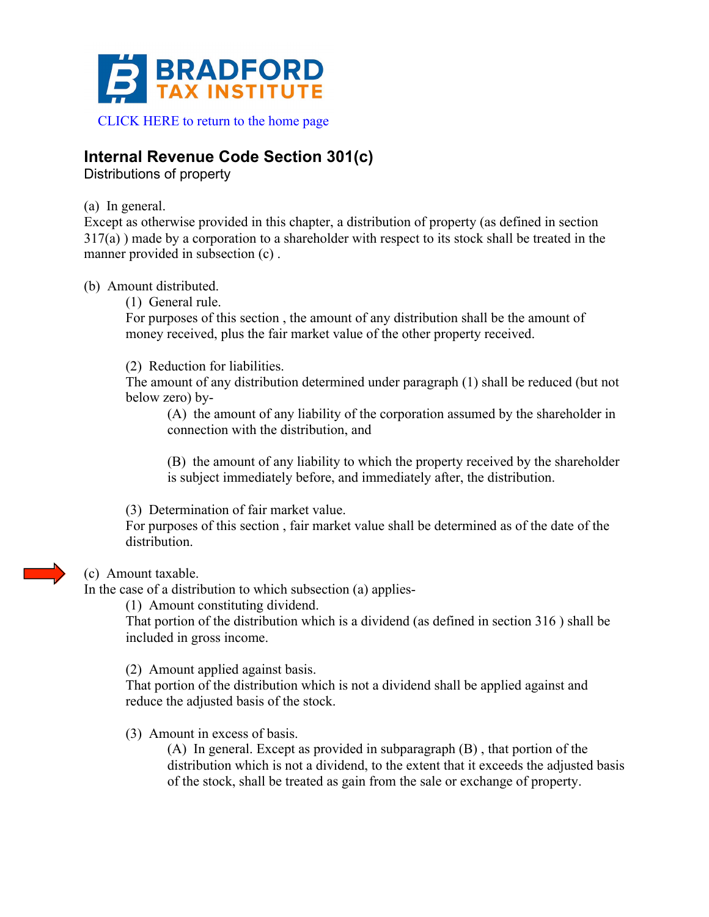BRADFORD TAX INSTITUTE

CLICK HERE to return to the home page

## Internal Revenue Code Section 301(c)

Distributions of property

(a) In general.

Except as otherwise provided in this chapter, a distribution of property (as defined in section 317(a) ) made by a corporation to a shareholder with respect to its stock shall be treated in the manner provided in subsection (c) .

(b) Amount distributed.

(1) General rule.

For purposes of this section , the amount of any distribution shall be the amount of money received, plus the fair market value of the other property received.

(2) Reduction for liabilities.

The amount of any distribution determined under paragraph (1) shall be reduced (but not below zero) by-

(A) the amount of any liability of the corporation assumed by the shareholder in connection with the distribution, and

(B) the amount of any liability to which the property received by the shareholder is subject immediately before, and immediately after, the distribution.

(3) Determination of fair market value.

For purposes of this section , fair market value shall be determined as of the date of the distribution.

(c) Amount taxable.

In the case of a distribution to which subsection (a) applies-

(1) Amount constituting dividend.

That portion of the distribution which is a dividend (as defined in section 316 ) shall be included in gross income.

(2) Amount applied against basis.

That portion of the distribution which is not a dividend shall be applied against and reduce the adjusted basis of the stock.

(3) Amount in excess of basis.

(A) In general. Except as provided in subparagraph (B) , that portion of the distribution which is not a dividend, to the extent that it exceeds the adjusted basis of the stock, shall be treated as gain from the sale or exchange of property.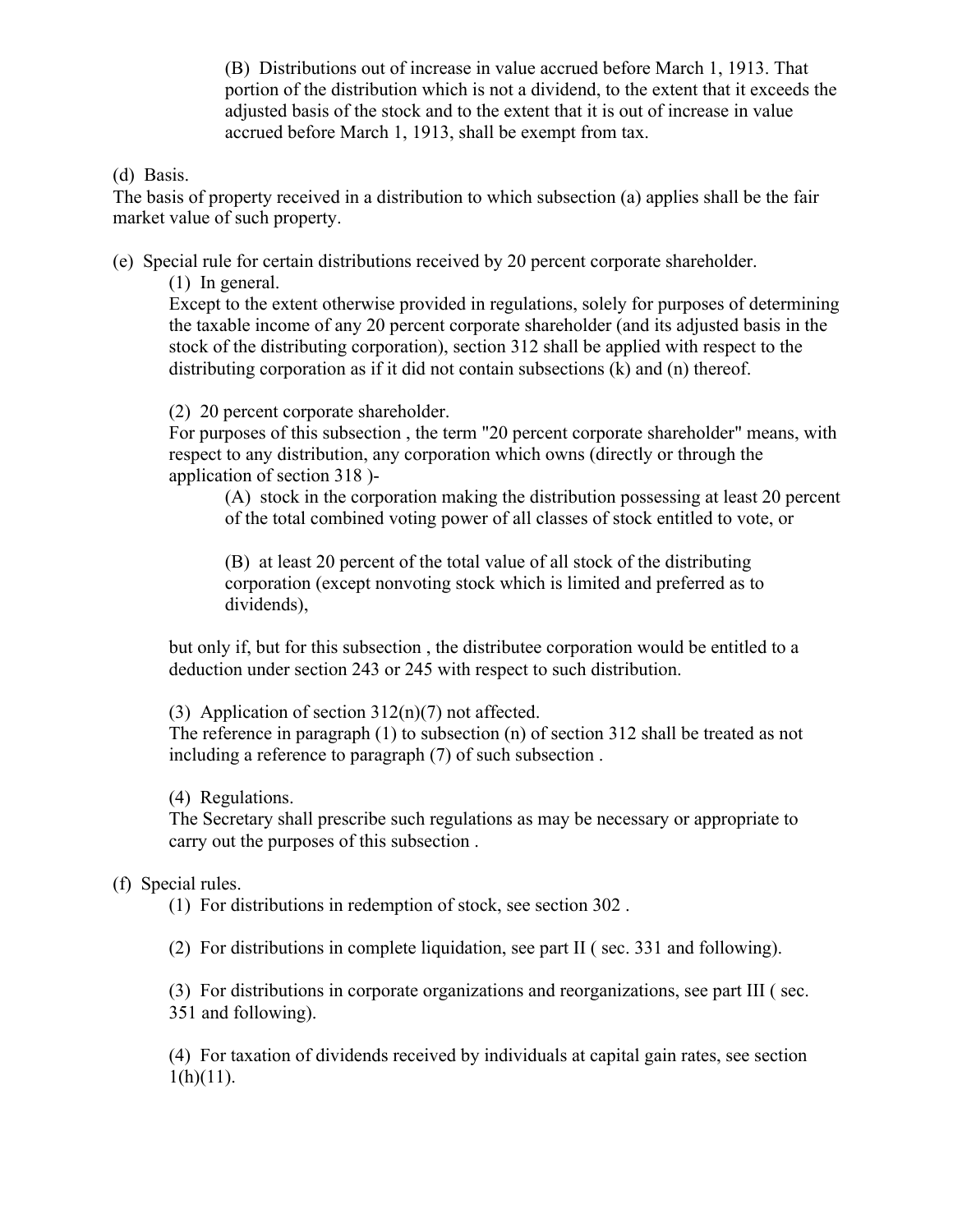(B) Distributions out of increase in value accrued before March 1, 1913. That portion of the distribution which is not a dividend, to the extent that it exceeds the adjusted basis of the stock and to the extent that it is out of increase in value accrued before March 1, 1913, shall be exempt from tax.

(d) Basis.

The basis of property received in a distribution to which subsection (a) applies shall be the fair market value of such property.

(e) Special rule for certain distributions received by 20 percent corporate shareholder.

(1) In general.

Except to the extent otherwise provided in regulations, solely for purposes of determining the taxable income of any 20 percent corporate shareholder (and its adjusted basis in the stock of the distributing corporation), section 312 shall be applied with respect to the distributing corporation as if it did not contain subsections (k) and (n) thereof.

(2) 20 percent corporate shareholder.

For purposes of this subsection , the term "20 percent corporate shareholder" means, with respect to any distribution, any corporation which owns (directly or through the application of section 318 )-

(A) stock in the corporation making the distribution possessing at least 20 percent of the total combined voting power of all classes of stock entitled to vote, or

(B) at least 20 percent of the total value of all stock of the distributing corporation (except nonvoting stock which is limited and preferred as to dividends),

but only if, but for this subsection , the distributee corporation would be entitled to a deduction under section 243 or 245 with respect to such distribution.

(3) Application of section 312(n)(7) not affected.

The reference in paragraph (1) to subsection (n) of section 312 shall be treated as not including a reference to paragraph (7) of such subsection .

(4) Regulations.

The Secretary shall prescribe such regulations as may be necessary or appropriate to carry out the purposes of this subsection .

(f) Special rules.

(1) For distributions in redemption of stock, see section 302 .

(2) For distributions in complete liquidation, see part II ( sec. 331 and following).

(3) For distributions in corporate organizations and reorganizations, see part III ( sec. 351 and following).

(4) For taxation of dividends received by individuals at capital gain rates, see section 1(h)(11).